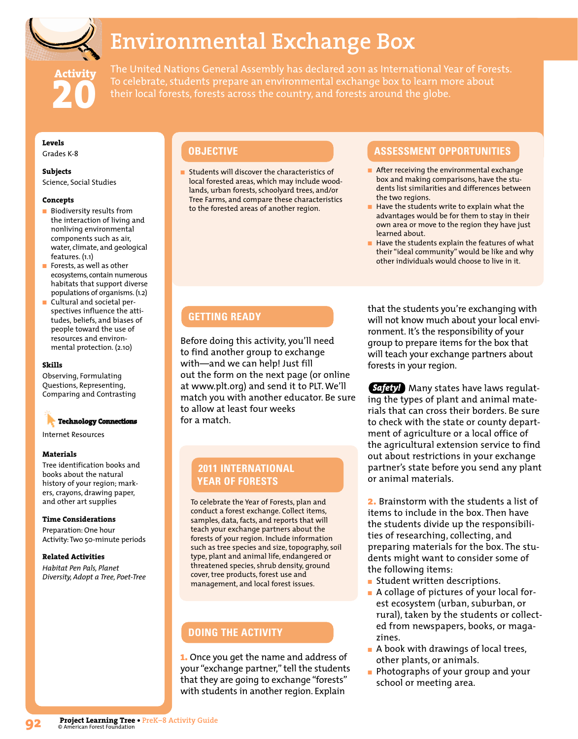# Environmental Exchange Box

**Activity 20**

The United Nations General Assembly has declared 2011 as International Year of Forests. To celebrate, students prepare an environmental exchange box to learn more about their local forests, forests across the country, and forests around the globe.

**Levels**
Grades K-8

**Subjects**
Science, Social Studies

**Concepts**
- Biodiversity results from the interaction of living and nonliving environmental components such as air, water, climate, and geological features. (1.1)
- Forests, as well as other ecosystems, contain numerous habitats that support diverse populations of organisms. (1.2)
- Cultural and societal perspectives influence the attitudes, beliefs, and biases of people toward the use of resources and environmental protection. (2.10)

**Skills**
Observing, Formulating Questions, Representing, Comparing and Contrasting

**Technology Connections**
Internet Resources

**Materials**
Tree identification books and books about the natural history of your region; markers, crayons, drawing paper, and other art supplies

**Time Considerations**
Preparation: One hour
Activity: Two 50-minute periods

**Related Activities**
*Habitat Pen Pals, Planet Diversity, Adopt a Tree, Poet-Tree*

## OBJECTIVE

- Students will discover the characteristics of local forested areas, which may include woodlands, urban forests, schoolyard trees, and/or Tree Farms, and compare these characteristics to the forested areas of another region.

## ASSESSMENT OPPORTUNITIES

- After receiving the environmental exchange box and making comparisons, have the students list similarities and differences between the two regions.
- Have the students write to explain what the advantages would be for them to stay in their own area or move to the region they have just learned about.
- Have the students explain the features of what their "ideal community" would be like and why other individuals would choose to live in it.

## GETTING READY

Before doing this activity, you'll need to find another group to exchange with—and we can help! Just fill out the form on the next page (or online at www.plt.org) and send it to PLT. We'll match you with another educator. Be sure to allow at least four weeks for a match.

### 2011 INTERNATIONAL YEAR OF FORESTS

To celebrate the Year of Forests, plan and conduct a forest exchange. Collect items, samples, data, facts, and reports that will teach your exchange partners about the forests of your region. Include information such as tree species and size, topography, soil type, plant and animal life, endangered or threatened species, shrub density, ground cover, tree products, forest use and management, and local forest issues.

## DOING THE ACTIVITY

**1.** Once you get the name and address of your "exchange partner," tell the students that they are going to exchange "forests" with students in another region. Explain that the students you're exchanging with will not know much about your local environment. It's the responsibility of your group to prepare items for the box that will teach your exchange partners about forests in your region.

**Safety!** Many states have laws regulating the types of plant and animal materials that can cross their borders. Be sure to check with the state or county department of agriculture or a local office of the agricultural extension service to find out about restrictions in your exchange partner's state before you send any plant or animal materials.

**2.** Brainstorm with the students a list of items to include in the box. Then have the students divide up the responsibilities of researching, collecting, and preparing materials for the box. The students might want to consider some of the following items:

- Student written descriptions.
- A collage of pictures of your local forest ecosystem (urban, suburban, or rural), taken by the students or collected from newspapers, books, or magazines.
- A book with drawings of local trees, other plants, or animals.
- Photographs of your group and your school or meeting area.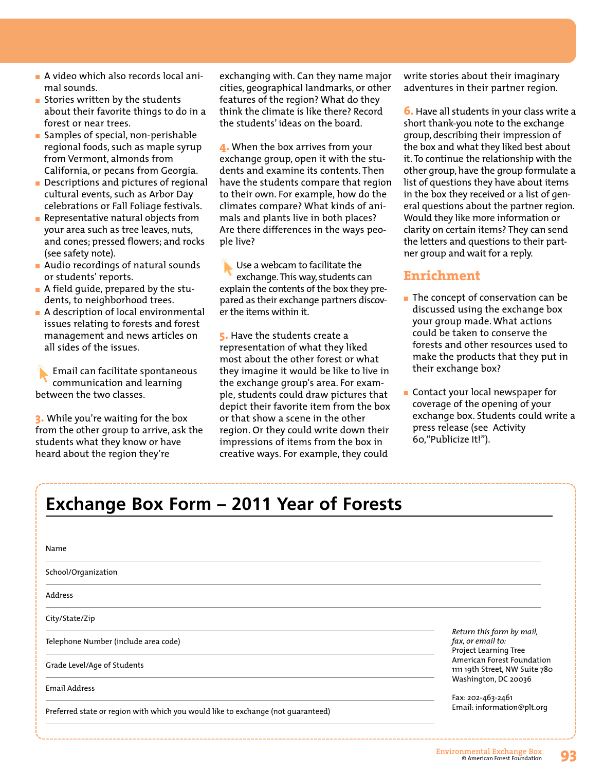- A video which also records local animal sounds.
- Stories written by the students about their favorite things to do in a forest or near trees.
- Samples of special, non-perishable regional foods, such as maple syrup from Vermont, almonds from California, or pecans from Georgia.
- Descriptions and pictures of regional cultural events, such as Arbor Day celebrations or Fall Foliage festivals.
- Representative natural objects from your area such as tree leaves, nuts, and cones; pressed flowers; and rocks (see safety note).
- Audio recordings of natural sounds or students' reports.
- A field guide, prepared by the students, to neighborhood trees.
- A description of local environmental issues relating to forests and forest management and news articles on all sides of the issues.

Email can facilitate spontaneous communication and learning between the two classes.

**3.** While you're waiting for the box from the other group to arrive, ask the students what they know or have heard about the region they're exchanging with. Can they name major cities, geographical landmarks, or other features of the region? What do they think the climate is like there? Record the students' ideas on the board.

**4.** When the box arrives from your exchange group, open it with the students and examine its contents. Then have the students compare that region to their own. For example, how do the climates compare? What kinds of animals and plants live in both places? Are there differences in the ways people live?

Use a webcam to facilitate the exchange. This way, students can explain the contents of the box they prepared as their exchange partners discover the items within it.

**5.** Have the students create a representation of what they liked most about the other forest or what they imagine it would be like to live in the exchange group's area. For example, students could draw pictures that depict their favorite item from the box or that show a scene in the other region. Or they could write down their impressions of items from the box in creative ways. For example, they could write stories about their imaginary adventures in their partner region.

**6.** Have all students in your class write a short thank-you note to the exchange group, describing their impression of the box and what they liked best about it. To continue the relationship with the other group, have the group formulate a list of questions they have about items in the box they received or a list of general questions about the partner region. Would they like more information or clarity on certain items? They can send the letters and questions to their partner group and wait for a reply.

## Enrichment

- The concept of conservation can be discussed using the exchange box your group made. What actions could be taken to conserve the forests and other resources used to make the products that they put in their exchange box?
- Contact your local newspaper for coverage of the opening of your exchange box. Students could write a press release (see Activity 60,"Publicize It!").

## Exchange Box Form – 2011 Year of Forests

Name ______________________________

School/Organization ______________________________

Address ______________________________

City/State/Zip ______________________________

Telephone Number (include area code) ______________________________

Grade Level/Age of Students ______________________________

Email Address ______________________________

Preferred state or region with which you would like to exchange (not guaranteed) ______________________________

*Return this form by mail, fax, or email to:*
Project Learning Tree
American Forest Foundation
1111 19th Street, NW Suite 780
Washington, DC 20036

Fax: 202-463-2461
Email: information@plt.org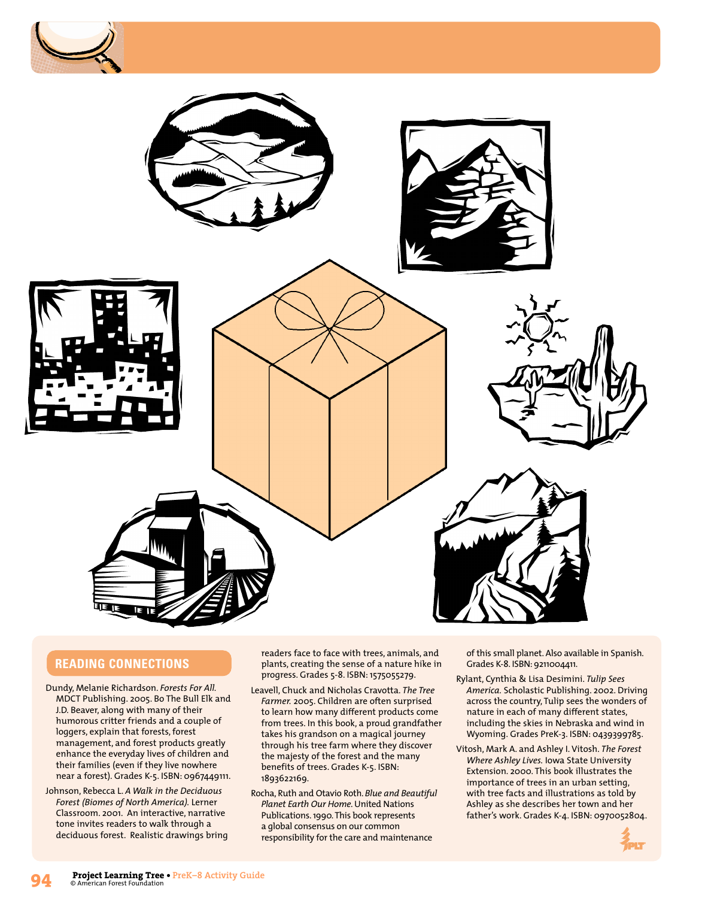## READING CONNECTIONS

Dundy, Melanie Richardson. *Forests For All.* MDCT Publishing. 2005. Bo The Bull Elk and J.D. Beaver, along with many of their humorous critter friends and a couple of loggers, explain that forests, forest management, and forest products greatly enhance the everyday lives of children and their families (even if they live nowhere near a forest). Grades K-5. ISBN: 0967449111.

Johnson, Rebecca L. *A Walk in the Deciduous Forest (Biomes of North America).* Lerner Classroom. 2001. An interactive, narrative tone invites readers to walk through a deciduous forest. Realistic drawings bring readers face to face with trees, animals, and plants, creating the sense of a nature hike in progress. Grades 5-8. ISBN: 1575055279.

Leavell, Chuck and Nicholas Cravotta. *The Tree Farmer.* 2005. Children are often surprised to learn how many different products come from trees. In this book, a proud grandfather takes his grandson on a magical journey through his tree farm where they discover the majesty of the forest and the many benefits of trees. Grades K-5. ISBN: 1893622169.

Rocha, Ruth and Otavio Roth. *Blue and Beautiful Planet Earth Our Home.* United Nations Publications. 1990. This book represents a global consensus on our common responsibility for the care and maintenance of this small planet. Also available in Spanish. Grades K-8. ISBN: 9211004411.

Rylant, Cynthia & Lisa Desimini. *Tulip Sees America.* Scholastic Publishing. 2002. Driving across the country, Tulip sees the wonders of nature in each of many different states, including the skies in Nebraska and wind in Wyoming. Grades PreK-3. ISBN: 0439399785.

Vitosh, Mark A. and Ashley I. Vitosh. *The Forest Where Ashley Lives.* Iowa State University Extension. 2000. This book illustrates the importance of trees in an urban setting, with tree facts and illustrations as told by Ashley as she describes her town and her father's work. Grades K-4. ISBN: 0970052804.